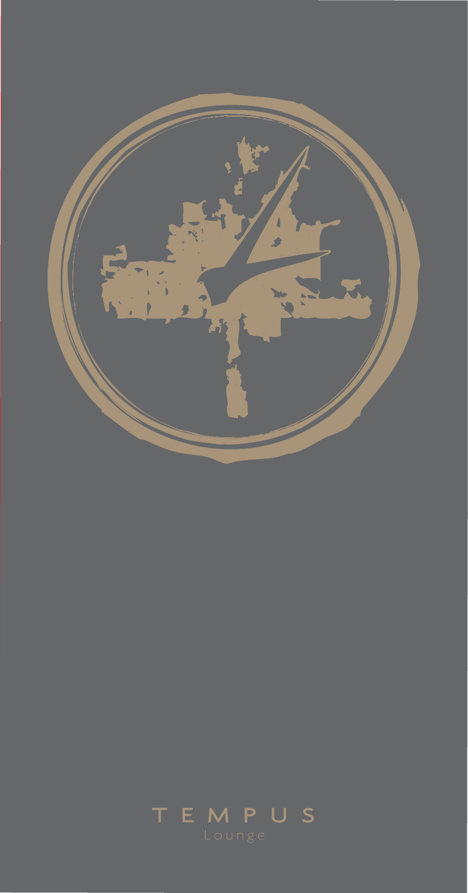# TEMPUS

Lounge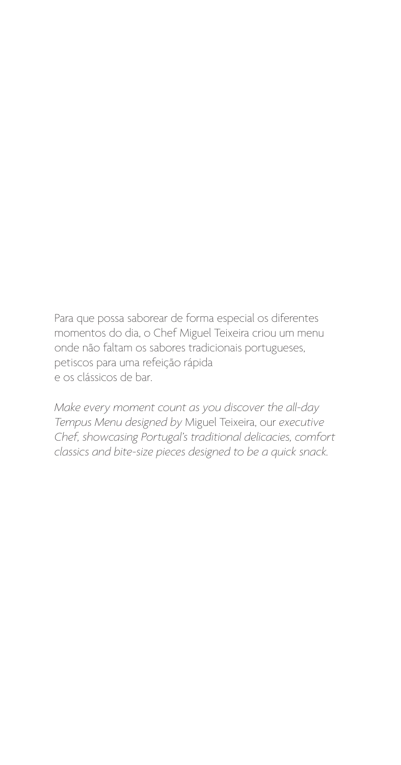Para que possa saborear de forma especial os diferentes momentos do dia, o Chef Miguel Teixeira criou um menu onde não faltam os sabores tradicionais portugueses, petiscos para uma refeição rápida e os clássicos de bar.

*Make every moment count as you discover the all-day Tempus Menu designed by* Miguel Teixeira, our *executive Chef, showcasing Portugal's traditional delicacies, comfort classics and bite-size pieces designed to be a quick snack.*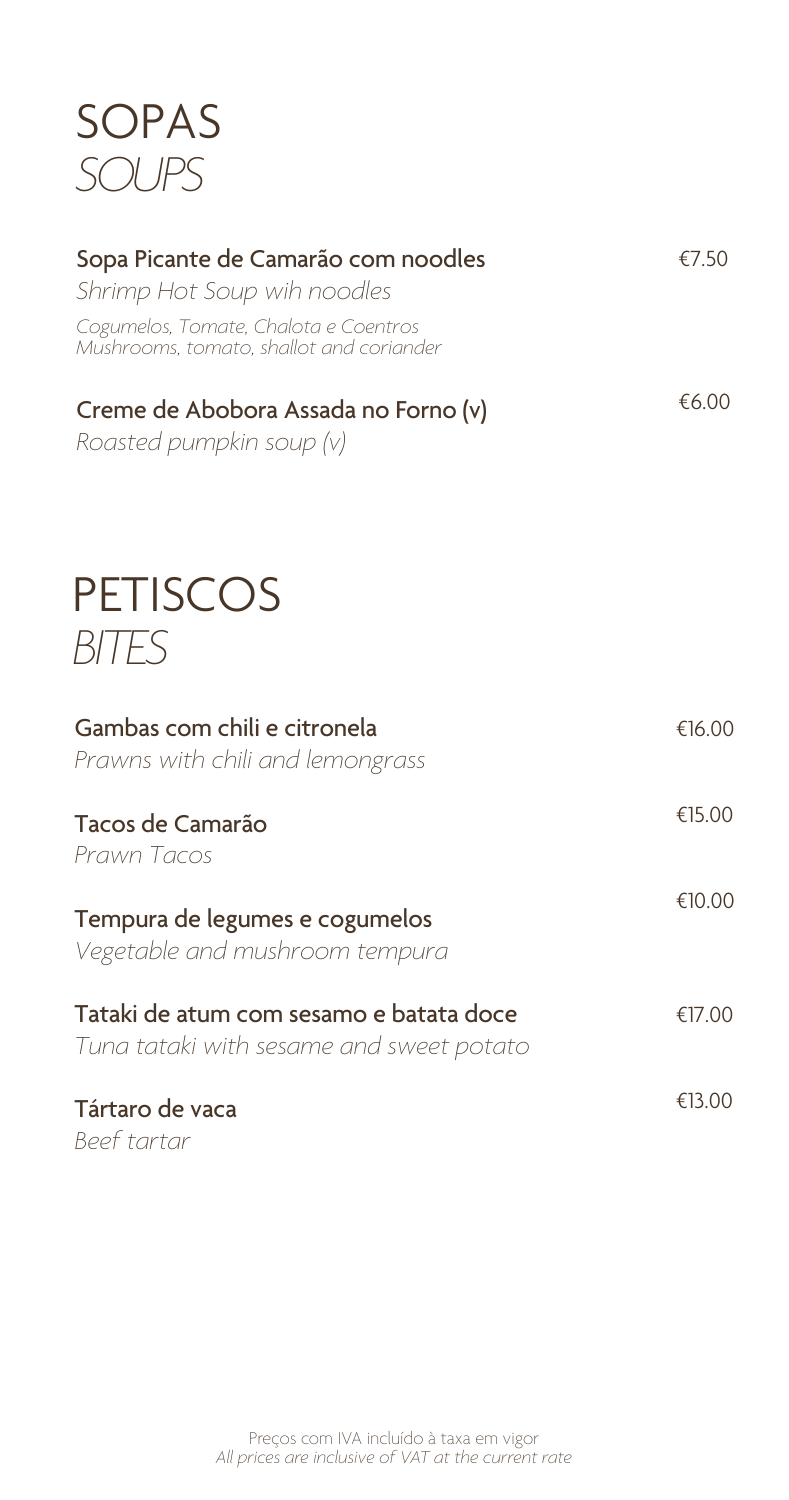# SOPAS
*SOUPS*

**Sopa Picante de Camarão com noodles** — €7.50
*Shrimp Hot Soup wih noodles*
*Cogumelos, Tomate, Chalota e Coentros*
*Mushrooms, tomato, shallot and coriander*

**Creme de Abobora Assada no Forno (v)** — €6.00
*Roasted pumpkin soup (v)*

# PETISCOS
*BITES*

**Gambas com chili e citronela** — €16.00
*Prawns with chili and lemongrass*

**Tacos de Camarão** — €15.00
*Prawn Tacos*

**Tempura de legumes e cogumelos** — €10.00
*Vegetable and mushroom tempura*

**Tataki de atum com sesamo e batata doce** — €17.00
*Tuna tataki with sesame and sweet potato*

**Tártaro de vaca** — €13.00
*Beef tartar*

Preços com IVA incluído à taxa em vigor
*All prices are inclusive of VAT at the current rate*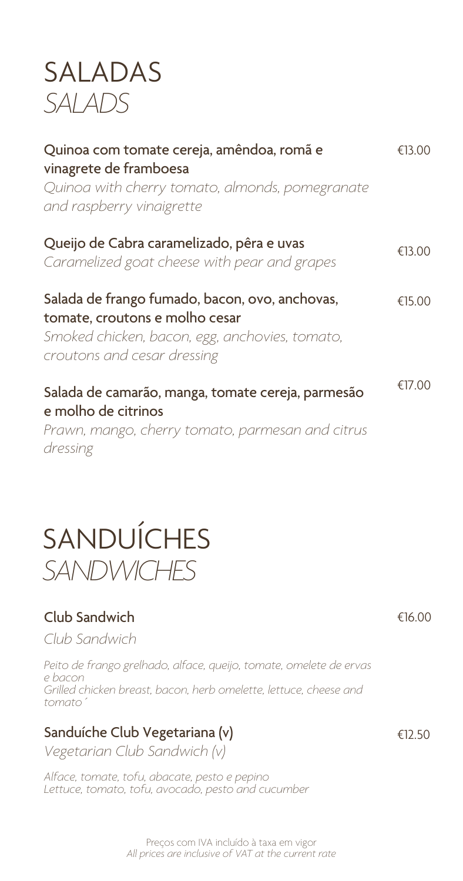# SALADAS
*SALADS*

**Quinoa com tomate cereja, amêndoa, romã e vinagrete de framboesa** — €13.00
*Quinoa with cherry tomato, almonds, pomegranate and raspberry vinaigrette*

**Queijo de Cabra caramelizado, pêra e uvas** — €13.00
*Caramelized goat cheese with pear and grapes*

**Salada de frango fumado, bacon, ovo, anchovas, tomate, croutons e molho cesar** — €15.00
*Smoked chicken, bacon, egg, anchovies, tomato, croutons and cesar dressing*

**Salada de camarão, manga, tomate cereja, parmesão e molho de citrinos** — €17.00
*Prawn, mango, cherry tomato, parmesan and citrus dressing*

# SANDUÍCHES
*SANDWICHES*

**Club Sandwich** — €16.00
*Club Sandwich*

*Peito de frango grelhado, alface, queijo, tomate, omelete de ervas e bacon*
*Grilled chicken breast, bacon, herb omelette, lettuce, cheese and tomato´*

**Sanduíche Club Vegetariana (v)** — €12.50
*Vegetarian Club Sandwich (v)*

*Alface, tomate, tofu, abacate, pesto e pepino*
*Lettuce, tomato, tofu, avocado, pesto and cucumber*

Preços com IVA incluído à taxa em vigor
*All prices are inclusive of VAT at the current rate*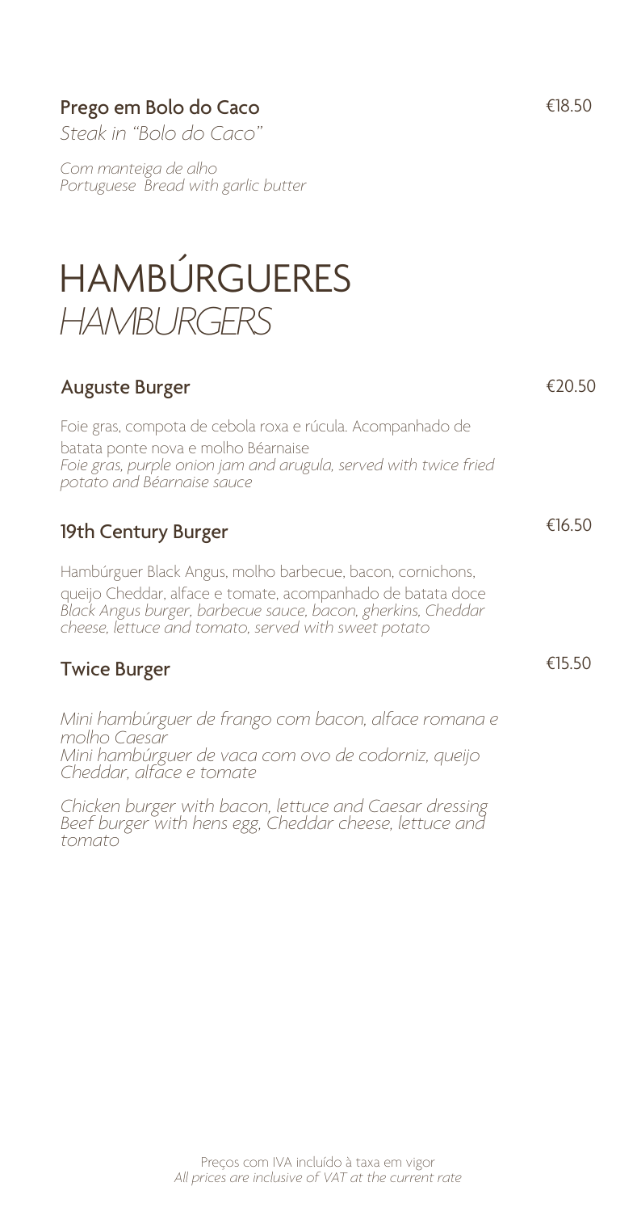**Prego em Bolo do Caco** €18.50

*Steak in "Bolo do Caco"*

*Com manteiga de alho*
*Portuguese Bread with garlic butter*

# HAMBÚRGUERES
# *HAMBURGERS*

**Auguste Burger** €20.50

Foie gras, compota de cebola roxa e rúcula. Acompanhado de batata ponte nova e molho Béarnaise
*Foie gras, purple onion jam and arugula, served with twice fried potato and Béarnaise sauce*

**19th Century Burger** €16.50

Hambúrguer Black Angus, molho barbecue, bacon, cornichons, queijo Cheddar, alface e tomate, acompanhado de batata doce
*Black Angus burger, barbecue sauce, bacon, gherkins, Cheddar cheese, lettuce and tomato, served with sweet potato*

**Twice Burger** €15.50

*Mini hambúrguer de frango com bacon, alface romana e molho Caesar*
*Mini hambúrguer de vaca com ovo de codorniz, queijo Cheddar, alface e tomate*

*Chicken burger with bacon, lettuce and Caesar dressing*
*Beef burger with hens egg, Cheddar cheese, lettuce and tomato*

Preços com IVA incluído à taxa em vigor
*All prices are inclusive of VAT at the current rate*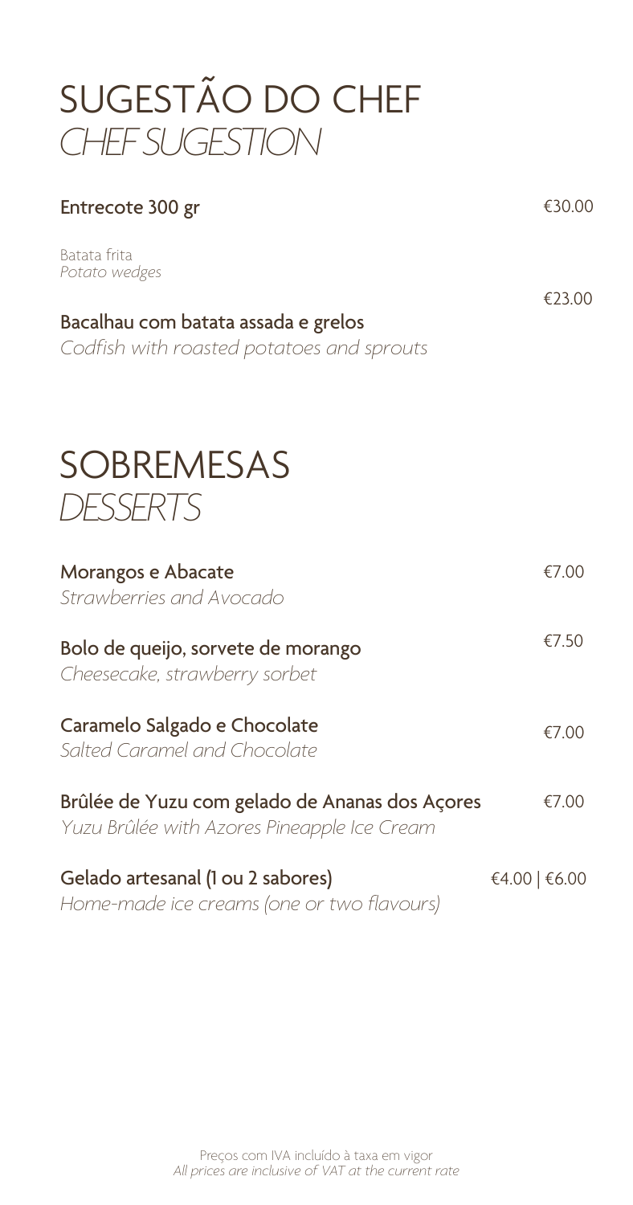# SUGESTÃO DO CHEF
*CHEF SUGESTION*

**Entrecote 300 gr** €30.00

Batata frita
*Potato wedges*

**Bacalhau com batata assada e grelos** €23.00
*Codfish with roasted potatoes and sprouts*

# SOBREMESAS
*DESSERTS*

**Morangos e Abacate** €7.00
*Strawberries and Avocado*

**Bolo de queijo, sorvete de morango** €7.50
*Cheesecake, strawberry sorbet*

**Caramelo Salgado e Chocolate** €7.00
*Salted Caramel and Chocolate*

**Brûlée de Yuzu com gelado de Ananas dos Açores** €7.00
*Yuzu Brûlée with Azores Pineapple Ice Cream*

**Gelado artesanal (1 ou 2 sabores)** €4.00 | €6.00
*Home-made ice creams (one or two flavours)*

Preços com IVA incluído à taxa em vigor
*All prices are inclusive of VAT at the current rate*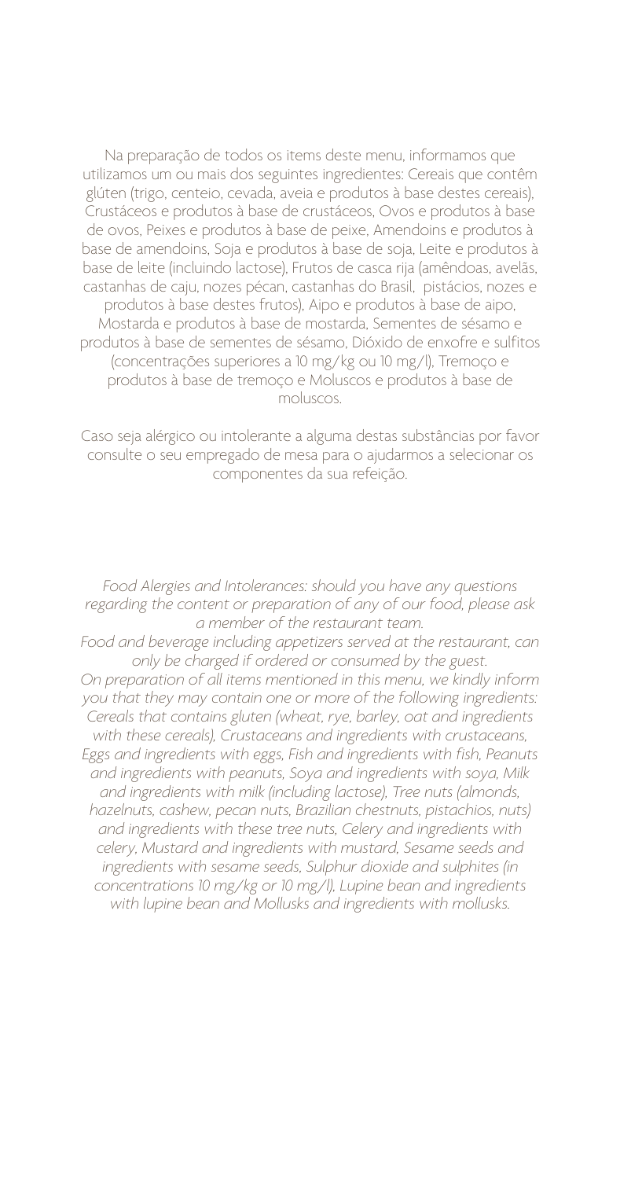Na preparação de todos os items deste menu, informamos que utilizamos um ou mais dos seguintes ingredientes: Cereais que contêm glúten (trigo, centeio, cevada, aveia e produtos à base destes cereais), Crustáceos e produtos à base de crustáceos, Ovos e produtos à base de ovos, Peixes e produtos à base de peixe, Amendoins e produtos à base de amendoins, Soja e produtos à base de soja, Leite e produtos à base de leite (incluindo lactose), Frutos de casca rija (amêndoas, avelãs, castanhas de caju, nozes pécan, castanhas do Brasil, pistácios, nozes e produtos à base destes frutos), Aipo e produtos à base de aipo, Mostarda e produtos à base de mostarda, Sementes de sésamo e produtos à base de sementes de sésamo, Dióxido de enxofre e sulfitos (concentrações superiores a 10 mg/kg ou 10 mg/l), Tremoço e produtos à base de tremoço e Moluscos e produtos à base de moluscos.

Caso seja alérgico ou intolerante a alguma destas substâncias por favor consulte o seu empregado de mesa para o ajudarmos a selecionar os componentes da sua refeição.

*Food Alergies and Intolerances: should you have any questions regarding the content or preparation of any of our food, please ask a member of the restaurant team.*
*Food and beverage including appetizers served at the restaurant, can only be charged if ordered or consumed by the guest.*
*On preparation of all items mentioned in this menu, we kindly inform you that they may contain one or more of the following ingredients: Cereals that contains gluten (wheat, rye, barley, oat and ingredients with these cereals), Crustaceans and ingredients with crustaceans, Eggs and ingredients with eggs, Fish and ingredients with fish, Peanuts and ingredients with peanuts, Soya and ingredients with soya, Milk and ingredients with milk (including lactose), Tree nuts (almonds, hazelnuts, cashew, pecan nuts, Brazilian chestnuts, pistachios, nuts) and ingredients with these tree nuts, Celery and ingredients with celery, Mustard and ingredients with mustard, Sesame seeds and ingredients with sesame seeds, Sulphur dioxide and sulphites (in concentrations 10 mg/kg or 10 mg/l), Lupine bean and ingredients with lupine bean and Mollusks and ingredients with mollusks.*